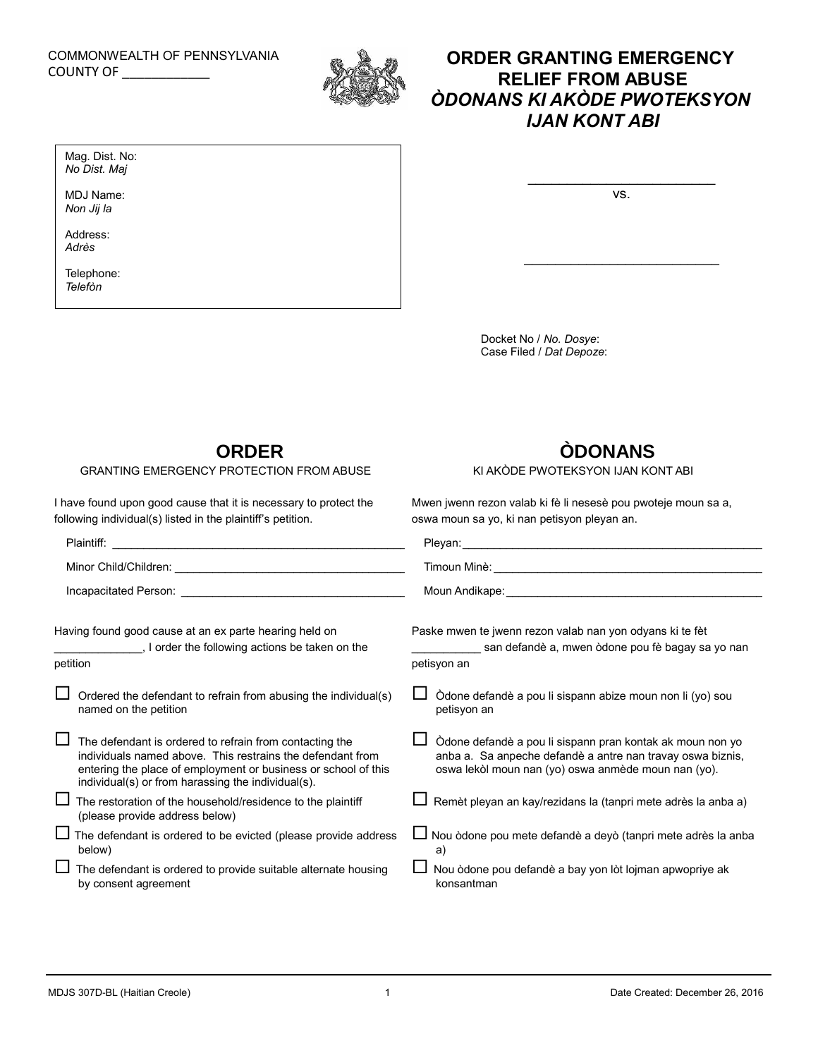COMMONWEALTH OF PENNSYLVANIA
COUNTY OF ____________

# ORDER GRANTING EMERGENCY RELIEF FROM ABUSE
# *ÒDONANS KI AKÒDE PWOTEKSYON IJAN KONT ABI*

Mag. Dist. No:
*No Dist. Maj*

MDJ Name:
*Non Jij la*

Address:
*Adrès*

Telephone:
*Telefòn*

___________________________
vs.

___________________________

Docket No / *No. Dosye*:
Case Filed / *Dat Depoze*:

## ORDER

GRANTING EMERGENCY PROTECTION FROM ABUSE

I have found upon good cause that it is necessary to protect the following individual(s) listed in the plaintiff's petition.

Plaintiff: _______________________________________________

Minor Child/Children: ____________________________________

Incapacitated Person: ____________________________________

Having found good cause at an ex parte hearing held on _____________, I order the following actions be taken on the petition

- ☐ Ordered the defendant to refrain from abusing the individual(s) named on the petition
- ☐ The defendant is ordered to refrain from contacting the individuals named above. This restrains the defendant from entering the place of employment or business or school of this individual(s) or from harassing the individual(s).
- ☐ The restoration of the household/residence to the plaintiff (please provide address below)
- ☐ The defendant is ordered to be evicted (please provide address below)
- ☐ The defendant is ordered to provide suitable alternate housing by consent agreement

## ÒDONANS

KI AKÒDE PWOTEKSYON IJAN KONT ABI

Mwen jwenn rezon valab ki fè li nesesè pou pwoteje moun sa a, oswa moun sa yo, ki nan petisyon pleyan an.

Pleyan: _______________________________________________

Timoun Minè: __________________________________________

Moun Andikape: ________________________________________

Paske mwen te jwenn rezon valab nan yon odyans ki te fèt __________ san defandè a, mwen òdone pou fè bagay sa yo nan petisyon an

- ☐ Òdone defandè a pou li sispann abize moun non li (yo) sou petisyon an
- ☐ Òdone defandè a pou li sispann pran kontak ak moun non yo anba a. Sa anpeche defandè a antre nan travay oswa biznis, oswa lekòl moun nan (yo) oswa anmède moun nan (yo).
- ☐ Remèt pleyan an kay/rezidans la (tanpri mete adrès la anba a)
- ☐ Nou òdone pou mete defandè a deyò (tanpri mete adrès la anba a)
- ☐ Nou òdone pou defandè a bay yon lòt lojman apwopriye ak konsantman

MDJS 307D-BL (Haitian Creole) Date Created: December 26, 2016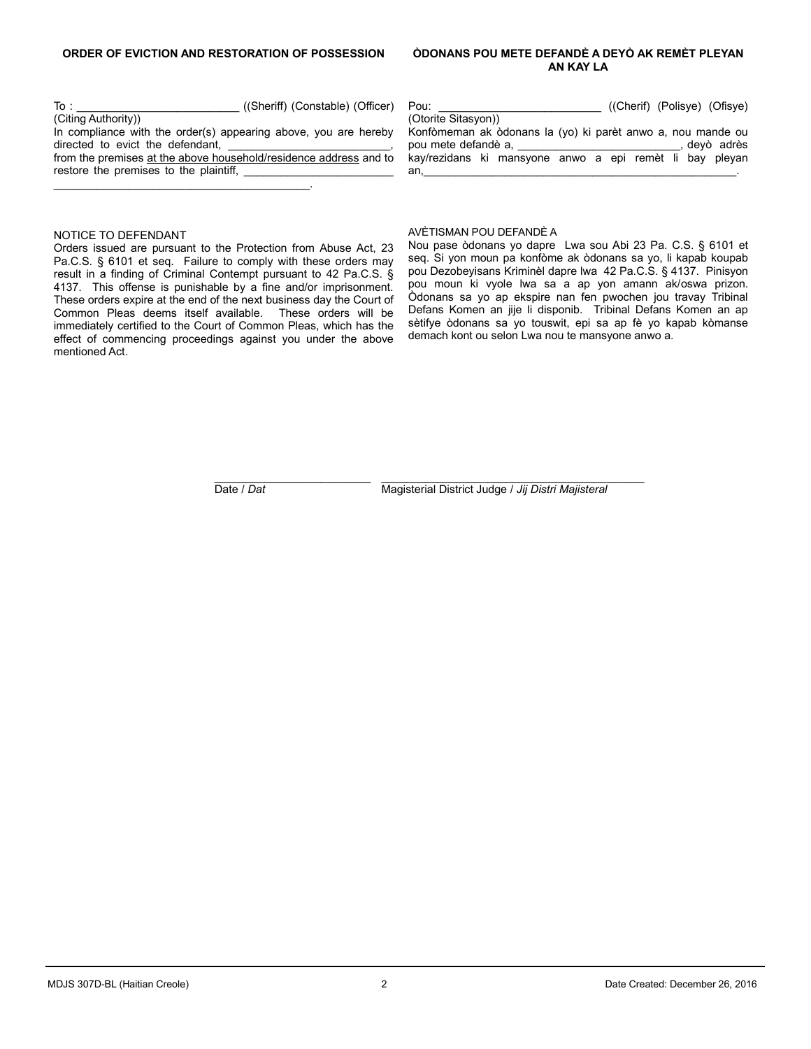**ORDER OF EVICTION AND RESTORATION OF POSSESSION**

To : __________________________ ((Sheriff) (Constable) (Officer) (Citing Authority))

In compliance with the order(s) appearing above, you are hereby directed to evict the defendant, __________________________, from the premises at the above household/residence address and to restore the premises to the plaintiff, __________________________ __________________________________________.

**ÒDONANS POU METE DEFANDÈ A DEYÒ AK REMÈT PLEYAN AN KAY LA**

Pou: __________________________ ((Cherif) (Polisye) (Ofisye) (Otorite Sitasyon))

Konfòmeman ak òdonans la (yo) ki parèt anwo a, nou mande ou pou mete defandè a, __________________________, deyò adrès kay/rezidans ki mansyone anwo a epi remèt li bay pleyan an,__________________________________________.

NOTICE TO DEFENDANT

Orders issued are pursuant to the Protection from Abuse Act, 23 Pa.C.S. § 6101 et seq. Failure to comply with these orders may result in a finding of Criminal Contempt pursuant to 42 Pa.C.S. § 4137. This offense is punishable by a fine and/or imprisonment. These orders expire at the end of the next business day the Court of Common Pleas deems itself available. These orders will be immediately certified to the Court of Common Pleas, which has the effect of commencing proceedings against you under the above mentioned Act.

AVÈTISMAN POU DEFANDÈ A

Nou pase òdonans yo dapre Lwa sou Abi 23 Pa. C.S. § 6101 et seq. Si yon moun pa konfòme ak òdonans sa yo, li kapab koupab pou Dezobeyisans Kriminèl dapre lwa 42 Pa.C.S. § 4137. Pinisyon pou moun ki vyole lwa sa a ap yon amann ak/oswa prizon. Òdonans sa yo ap ekspire nan fen pwochen jou travay Tribinal Defans Komen an jije li disponib. Tribinal Defans Komen an ap sètifye òdonans sa yo touswit, epi sa ap fè yo kapab kòmanse demach kont ou selon Lwa nou te mansyone anwo a.

_________________________ Date / *Dat*

__________________________________________ Magisterial District Judge / *Jij Distri Majisteral*

MDJS 307D-BL (Haitian Creole) Date Created: December 26, 2016